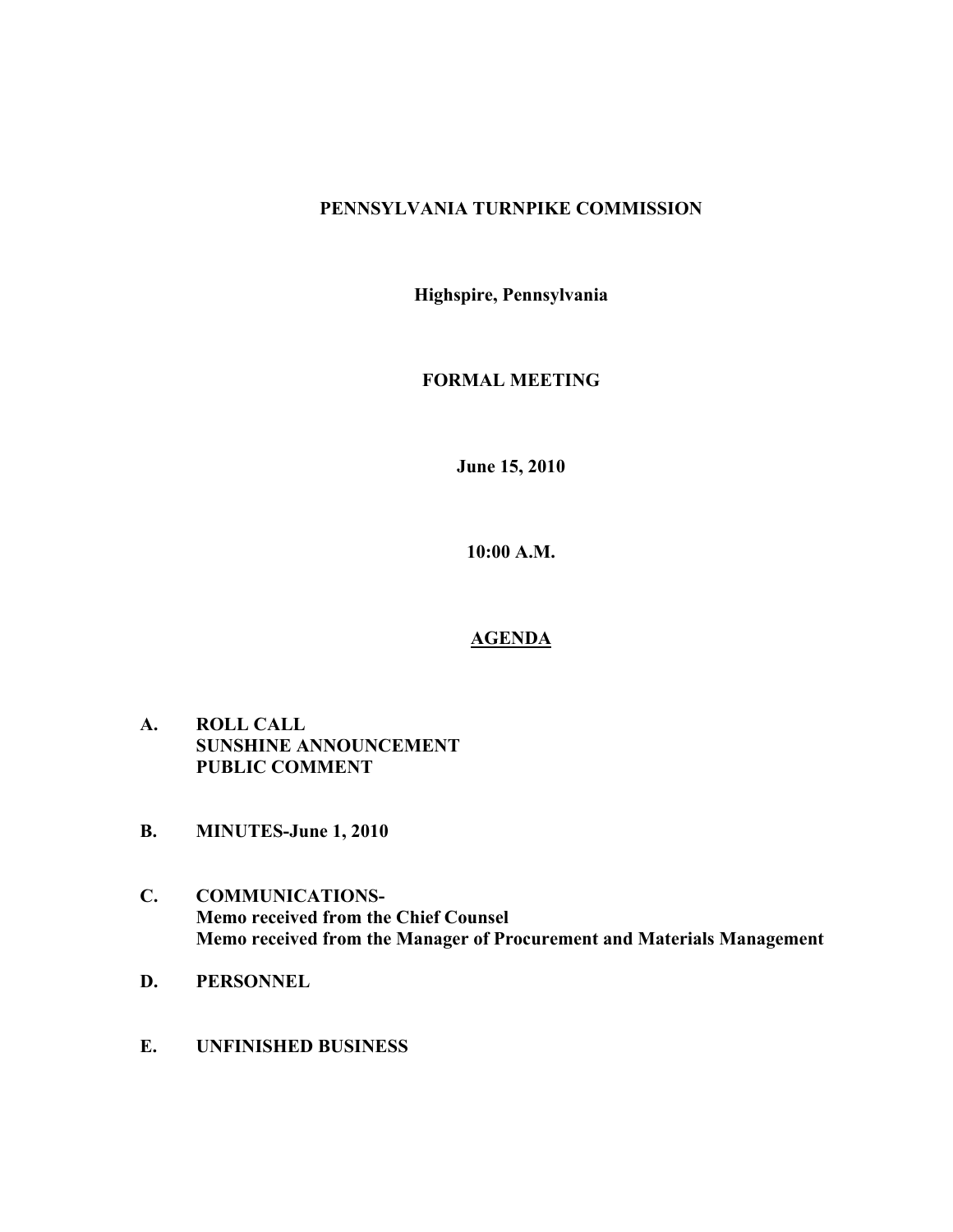**PENNSYLVANIA TURNPIKE COMMISSION**

**Highspire, Pennsylvania**

**FORMAL MEETING**

**June 15, 2010**

**10:00 A.M.**

## AGENDA

**A. ROLL CALL**
**SUNSHINE ANNOUNCEMENT**
**PUBLIC COMMENT**

**B. MINUTES-June 1, 2010**

**C. COMMUNICATIONS-**
**Memo received from the Chief Counsel**
**Memo received from the Manager of Procurement and Materials Management**

**D. PERSONNEL**

**E. UNFINISHED BUSINESS**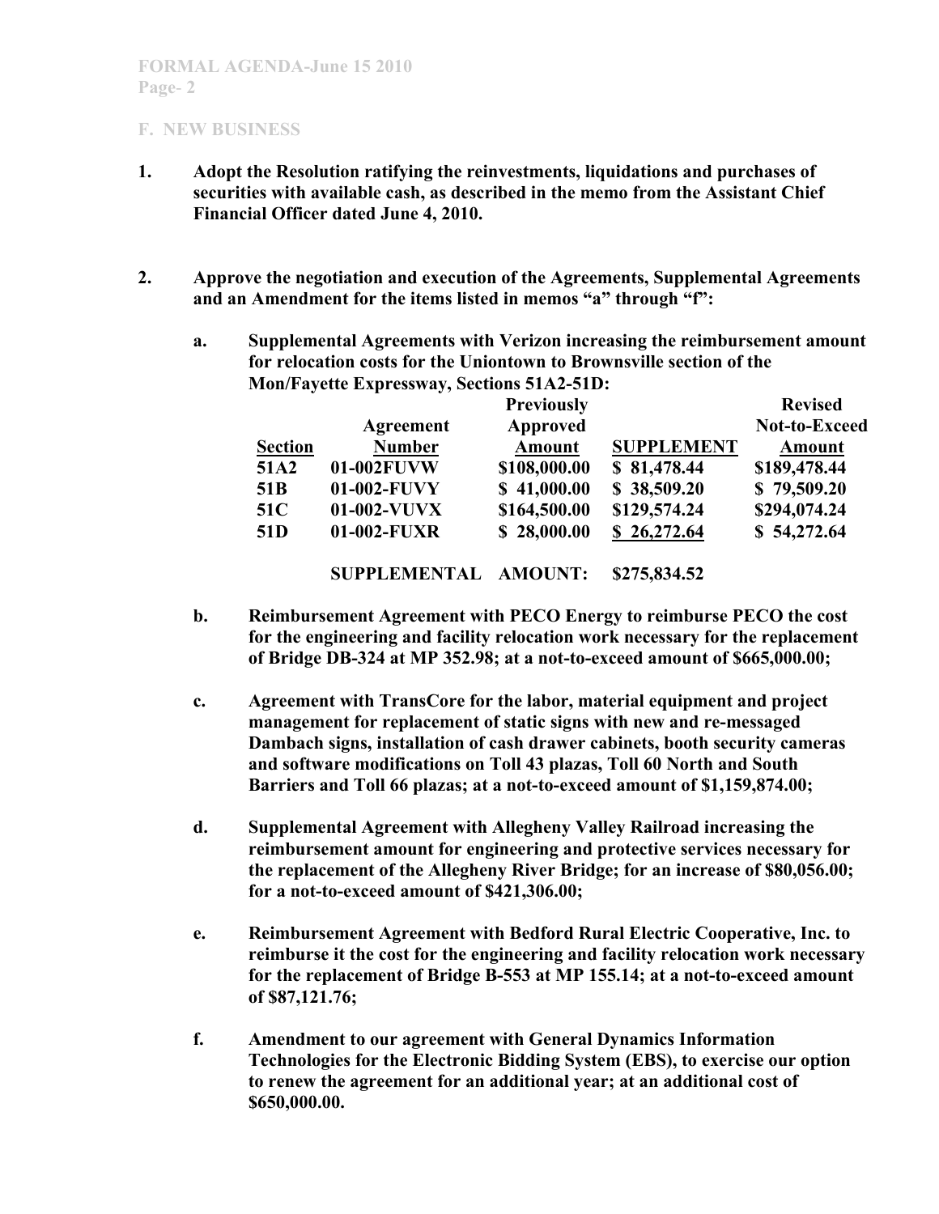## F. NEW BUSINESS

1. **Adopt the Resolution ratifying the reinvestments, liquidations and purchases of securities with available cash, as described in the memo from the Assistant Chief Financial Officer dated June 4, 2010.**

2. **Approve the negotiation and execution of the Agreements, Supplemental Agreements and an Amendment for the items listed in memos "a" through "f":**

   a. **Supplemental Agreements with Verizon increasing the reimbursement amount for relocation costs for the Uniontown to Brownsville section of the Mon/Fayette Expressway, Sections 51A2-51D:**

| Section | Agreement Number | Previously Approved Amount | SUPPLEMENT | Revised Not-to-Exceed Amount |
|---|---|---|---|---|
| 51A2 | 01-002FUVW | $108,000.00 | $ 81,478.44 | $189,478.44 |
| 51B | 01-002-FUVY | $ 41,000.00 | $ 38,509.20 | $ 79,509.20 |
| 51C | 01-002-VUVX | $164,500.00 | $129,574.24 | $294,074.24 |
| 51D | 01-002-FUXR | $ 28,000.00 | $ 26,272.64 | $ 54,272.64 |
| | SUPPLEMENTAL | AMOUNT: | $275,834.52 | |

   b. **Reimbursement Agreement with PECO Energy to reimburse PECO the cost for the engineering and facility relocation work necessary for the replacement of Bridge DB-324 at MP 352.98; at a not-to-exceed amount of $665,000.00;**

   c. **Agreement with TransCore for the labor, material equipment and project management for replacement of static signs with new and re-messaged Dambach signs, installation of cash drawer cabinets, booth security cameras and software modifications on Toll 43 plazas, Toll 60 North and South Barriers and Toll 66 plazas; at a not-to-exceed amount of $1,159,874.00;**

   d. **Supplemental Agreement with Allegheny Valley Railroad increasing the reimbursement amount for engineering and protective services necessary for the replacement of the Allegheny River Bridge; for an increase of $80,056.00; for a not-to-exceed amount of $421,306.00;**

   e. **Reimbursement Agreement with Bedford Rural Electric Cooperative, Inc. to reimburse it the cost for the engineering and facility relocation work necessary for the replacement of Bridge B-553 at MP 155.14; at a not-to-exceed amount of $87,121.76;**

   f. **Amendment to our agreement with General Dynamics Information Technologies for the Electronic Bidding System (EBS), to exercise our option to renew the agreement for an additional year; at an additional cost of $650,000.00.**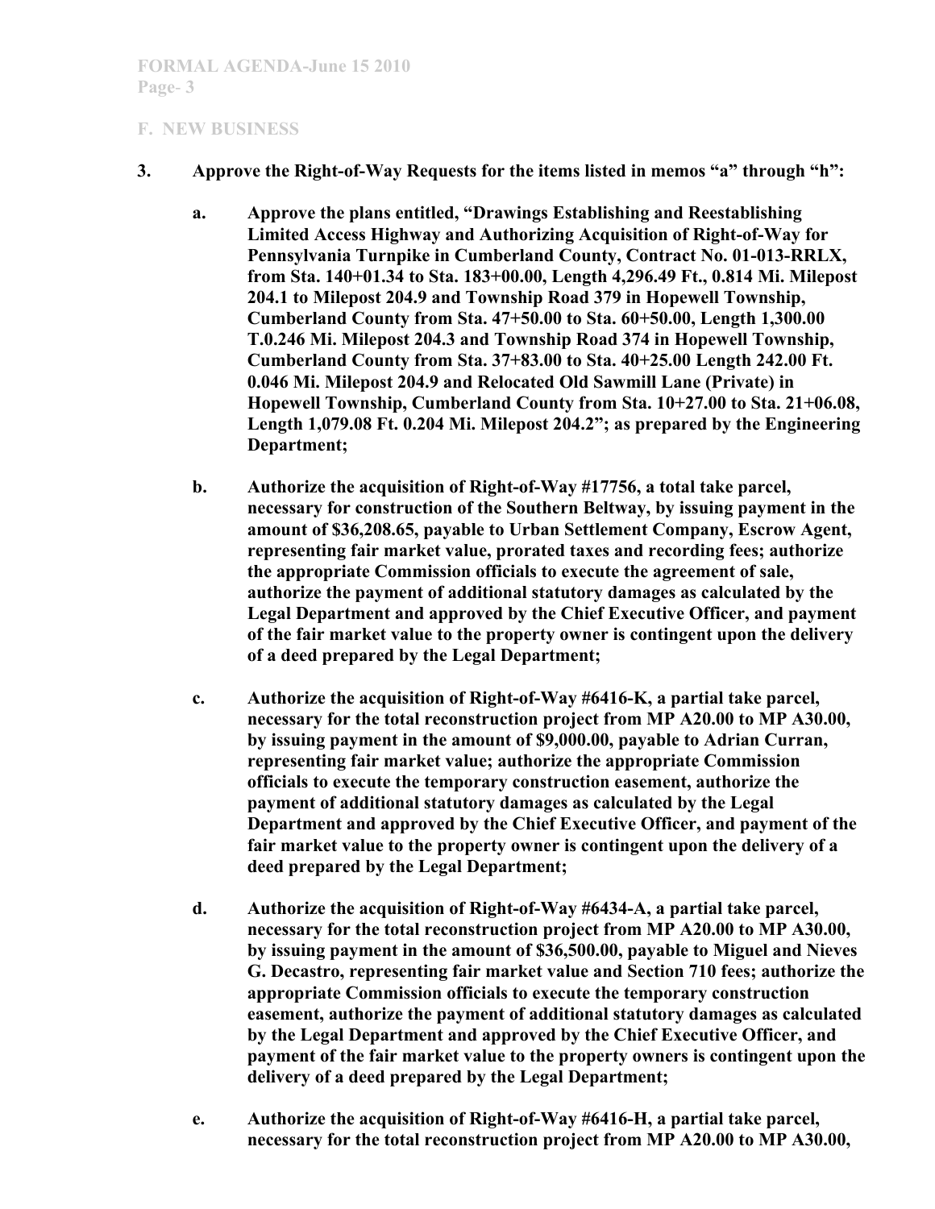**F. NEW BUSINESS**

**3. Approve the Right-of-Way Requests for the items listed in memos "a" through "h":**

**a. Approve the plans entitled, "Drawings Establishing and Reestablishing Limited Access Highway and Authorizing Acquisition of Right-of-Way for Pennsylvania Turnpike in Cumberland County, Contract No. 01-013-RRLX, from Sta. 140+01.34 to Sta. 183+00.00, Length 4,296.49 Ft., 0.814 Mi. Milepost 204.1 to Milepost 204.9 and Township Road 379 in Hopewell Township, Cumberland County from Sta. 47+50.00 to Sta. 60+50.00, Length 1,300.00 T.0.246 Mi. Milepost 204.3 and Township Road 374 in Hopewell Township, Cumberland County from Sta. 37+83.00 to Sta. 40+25.00 Length 242.00 Ft. 0.046 Mi. Milepost 204.9 and Relocated Old Sawmill Lane (Private) in Hopewell Township, Cumberland County from Sta. 10+27.00 to Sta. 21+06.08, Length 1,079.08 Ft. 0.204 Mi. Milepost 204.2"; as prepared by the Engineering Department;**

**b. Authorize the acquisition of Right-of-Way #17756, a total take parcel, necessary for construction of the Southern Beltway, by issuing payment in the amount of $36,208.65, payable to Urban Settlement Company, Escrow Agent, representing fair market value, prorated taxes and recording fees; authorize the appropriate Commission officials to execute the agreement of sale, authorize the payment of additional statutory damages as calculated by the Legal Department and approved by the Chief Executive Officer, and payment of the fair market value to the property owner is contingent upon the delivery of a deed prepared by the Legal Department;**

**c. Authorize the acquisition of Right-of-Way #6416-K, a partial take parcel, necessary for the total reconstruction project from MP A20.00 to MP A30.00, by issuing payment in the amount of $9,000.00, payable to Adrian Curran, representing fair market value; authorize the appropriate Commission officials to execute the temporary construction easement, authorize the payment of additional statutory damages as calculated by the Legal Department and approved by the Chief Executive Officer, and payment of the fair market value to the property owner is contingent upon the delivery of a deed prepared by the Legal Department;**

**d. Authorize the acquisition of Right-of-Way #6434-A, a partial take parcel, necessary for the total reconstruction project from MP A20.00 to MP A30.00, by issuing payment in the amount of $36,500.00, payable to Miguel and Nieves G. Decastro, representing fair market value and Section 710 fees; authorize the appropriate Commission officials to execute the temporary construction easement, authorize the payment of additional statutory damages as calculated by the Legal Department and approved by the Chief Executive Officer, and payment of the fair market value to the property owners is contingent upon the delivery of a deed prepared by the Legal Department;**

**e. Authorize the acquisition of Right-of-Way #6416-H, a partial take parcel, necessary for the total reconstruction project from MP A20.00 to MP A30.00,**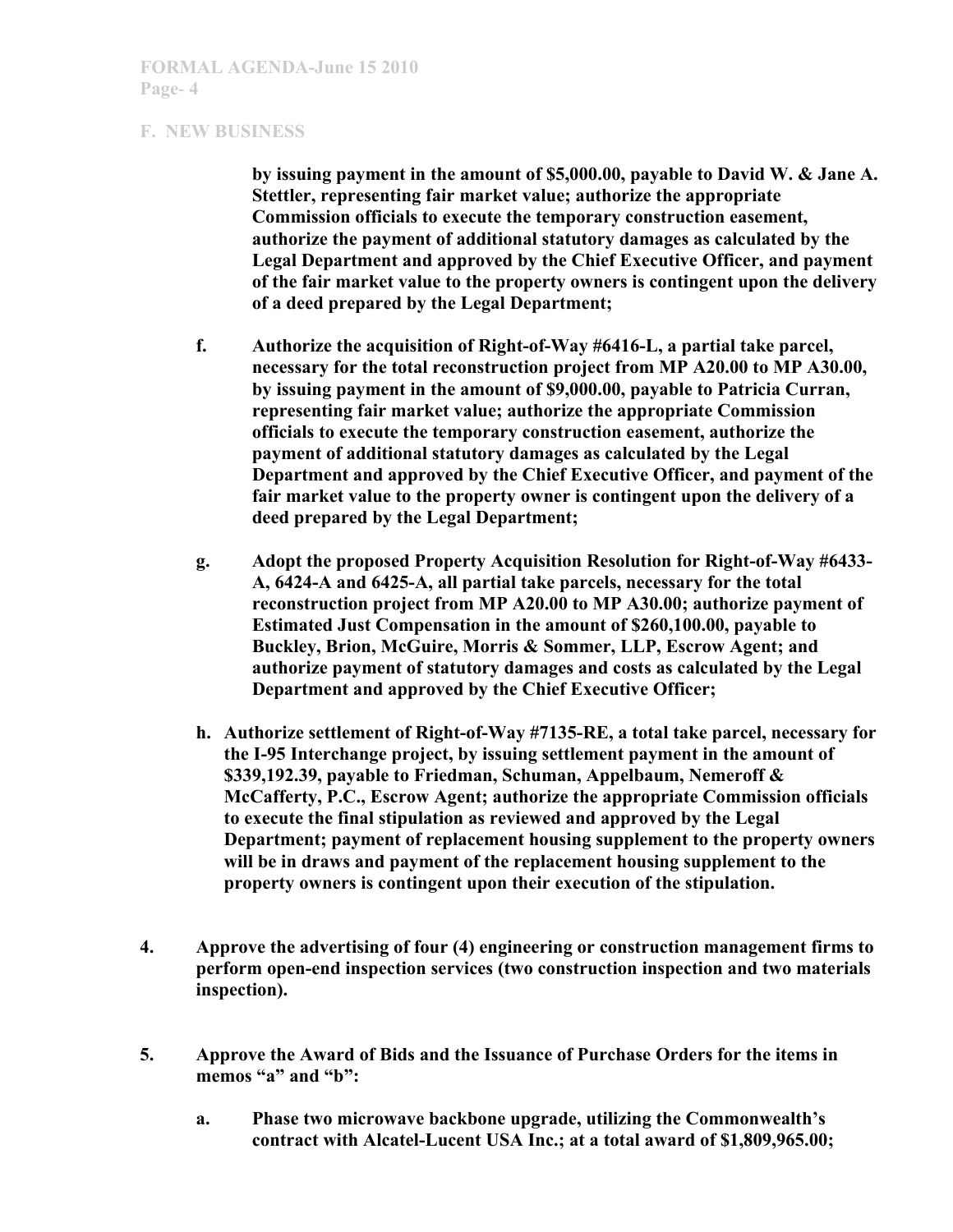## F. NEW BUSINESS

**by issuing payment in the amount of $5,000.00, payable to David W. & Jane A. Stettler, representing fair market value; authorize the appropriate Commission officials to execute the temporary construction easement, authorize the payment of additional statutory damages as calculated by the Legal Department and approved by the Chief Executive Officer, and payment of the fair market value to the property owners is contingent upon the delivery of a deed prepared by the Legal Department;**

**f. Authorize the acquisition of Right-of-Way #6416-L, a partial take parcel, necessary for the total reconstruction project from MP A20.00 to MP A30.00, by issuing payment in the amount of $9,000.00, payable to Patricia Curran, representing fair market value; authorize the appropriate Commission officials to execute the temporary construction easement, authorize the payment of additional statutory damages as calculated by the Legal Department and approved by the Chief Executive Officer, and payment of the fair market value to the property owner is contingent upon the delivery of a deed prepared by the Legal Department;**

**g. Adopt the proposed Property Acquisition Resolution for Right-of-Way #6433-A, 6424-A and 6425-A, all partial take parcels, necessary for the total reconstruction project from MP A20.00 to MP A30.00; authorize payment of Estimated Just Compensation in the amount of $260,100.00, payable to Buckley, Brion, McGuire, Morris & Sommer, LLP, Escrow Agent; and authorize payment of statutory damages and costs as calculated by the Legal Department and approved by the Chief Executive Officer;**

**h. Authorize settlement of Right-of-Way #7135-RE, a total take parcel, necessary for the I-95 Interchange project, by issuing settlement payment in the amount of $339,192.39, payable to Friedman, Schuman, Appelbaum, Nemeroff & McCafferty, P.C., Escrow Agent; authorize the appropriate Commission officials to execute the final stipulation as reviewed and approved by the Legal Department; payment of replacement housing supplement to the property owners will be in draws and payment of the replacement housing supplement to the property owners is contingent upon their execution of the stipulation.**

**4. Approve the advertising of four (4) engineering or construction management firms to perform open-end inspection services (two construction inspection and two materials inspection).**

**5. Approve the Award of Bids and the Issuance of Purchase Orders for the items in memos "a" and "b":**

**a. Phase two microwave backbone upgrade, utilizing the Commonwealth's contract with Alcatel-Lucent USA Inc.; at a total award of $1,809,965.00;**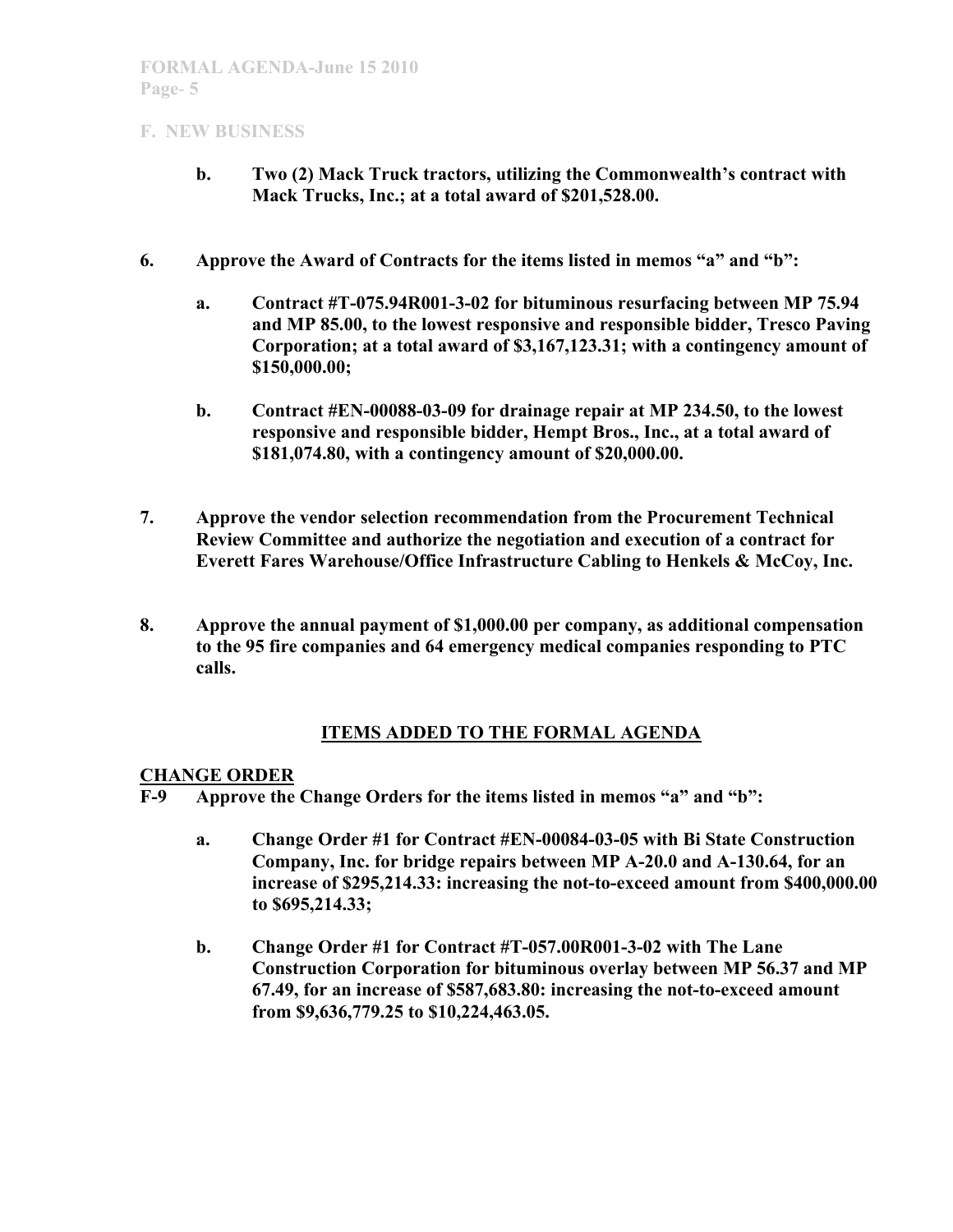## F. NEW BUSINESS

- **b. Two (2) Mack Truck tractors, utilizing the Commonwealth's contract with Mack Trucks, Inc.; at a total award of $201,528.00.**

**6. Approve the Award of Contracts for the items listed in memos "a" and "b":**

- **a. Contract #T-075.94R001-3-02 for bituminous resurfacing between MP 75.94 and MP 85.00, to the lowest responsive and responsible bidder, Tresco Paving Corporation; at a total award of $3,167,123.31; with a contingency amount of $150,000.00;**

- **b. Contract #EN-00088-03-09 for drainage repair at MP 234.50, to the lowest responsive and responsible bidder, Hempt Bros., Inc., at a total award of $181,074.80, with a contingency amount of $20,000.00.**

**7. Approve the vendor selection recommendation from the Procurement Technical Review Committee and authorize the negotiation and execution of a contract for Everett Fares Warehouse/Office Infrastructure Cabling to Henkels & McCoy, Inc.**

**8. Approve the annual payment of $1,000.00 per company, as additional compensation to the 95 fire companies and 64 emergency medical companies responding to PTC calls.**

## ITEMS ADDED TO THE FORMAL AGENDA

### CHANGE ORDER

**F-9 Approve the Change Orders for the items listed in memos "a" and "b":**

- **a. Change Order #1 for Contract #EN-00084-03-05 with Bi State Construction Company, Inc. for bridge repairs between MP A-20.0 and A-130.64, for an increase of $295,214.33: increasing the not-to-exceed amount from $400,000.00 to $695,214.33;**

- **b. Change Order #1 for Contract #T-057.00R001-3-02 with The Lane Construction Corporation for bituminous overlay between MP 56.37 and MP 67.49, for an increase of $587,683.80: increasing the not-to-exceed amount from $9,636,779.25 to $10,224,463.05.**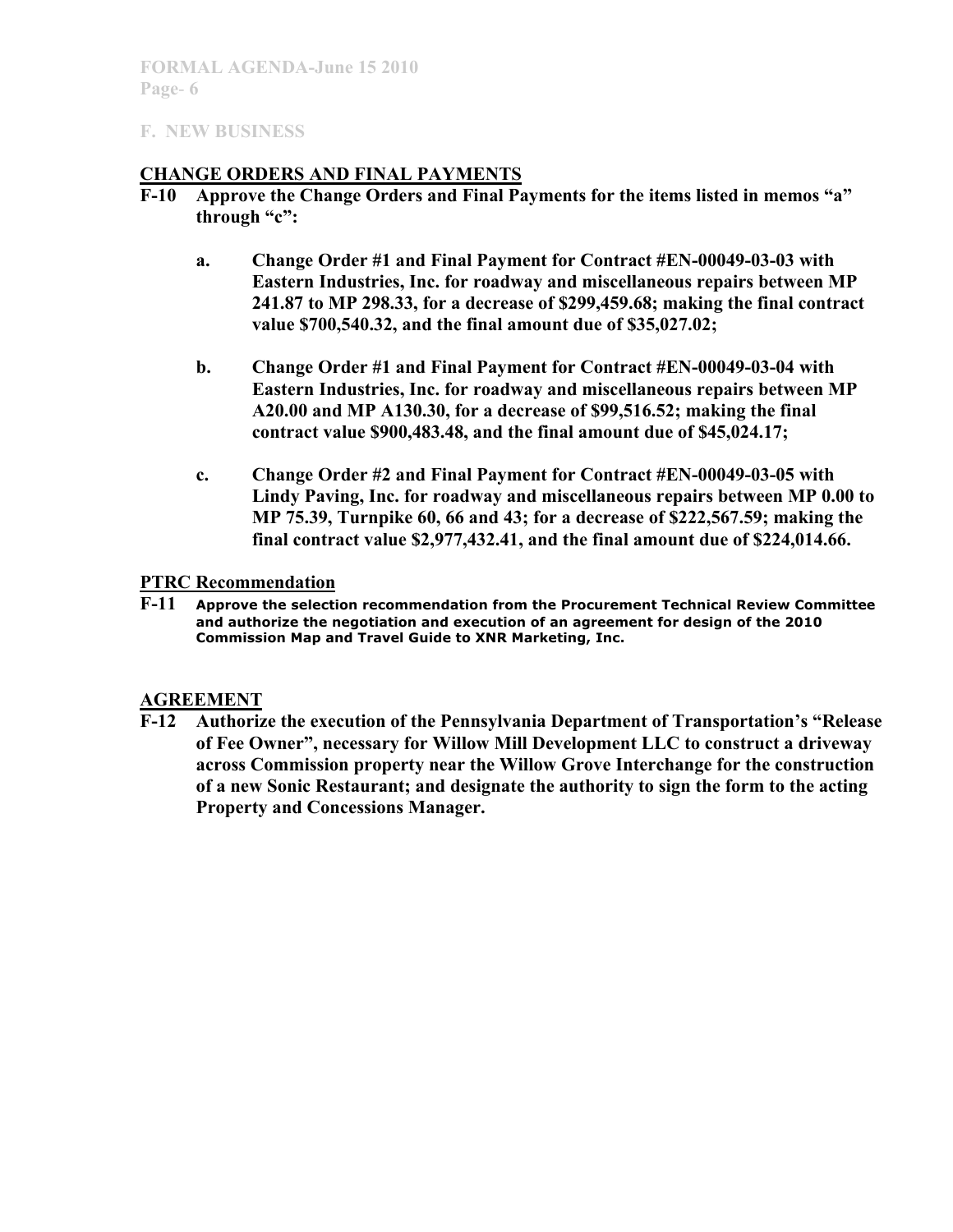**F. NEW BUSINESS**

**CHANGE ORDERS AND FINAL PAYMENTS**

**F-10 Approve the Change Orders and Final Payments for the items listed in memos "a" through "c":**

- **a. Change Order #1 and Final Payment for Contract #EN-00049-03-03 with Eastern Industries, Inc. for roadway and miscellaneous repairs between MP 241.87 to MP 298.33, for a decrease of $299,459.68; making the final contract value $700,540.32, and the final amount due of $35,027.02;**

- **b. Change Order #1 and Final Payment for Contract #EN-00049-03-04 with Eastern Industries, Inc. for roadway and miscellaneous repairs between MP A20.00 and MP A130.30, for a decrease of $99,516.52; making the final contract value $900,483.48, and the final amount due of $45,024.17;**

- **c. Change Order #2 and Final Payment for Contract #EN-00049-03-05 with Lindy Paving, Inc. for roadway and miscellaneous repairs between MP 0.00 to MP 75.39, Turnpike 60, 66 and 43; for a decrease of $222,567.59; making the final contract value $2,977,432.41, and the final amount due of $224,014.66.**

**PTRC Recommendation**

**F-11 Approve the selection recommendation from the Procurement Technical Review Committee and authorize the negotiation and execution of an agreement for design of the 2010 Commission Map and Travel Guide to XNR Marketing, Inc.**

**AGREEMENT**

**F-12 Authorize the execution of the Pennsylvania Department of Transportation's "Release of Fee Owner", necessary for Willow Mill Development LLC to construct a driveway across Commission property near the Willow Grove Interchange for the construction of a new Sonic Restaurant; and designate the authority to sign the form to the acting Property and Concessions Manager.**